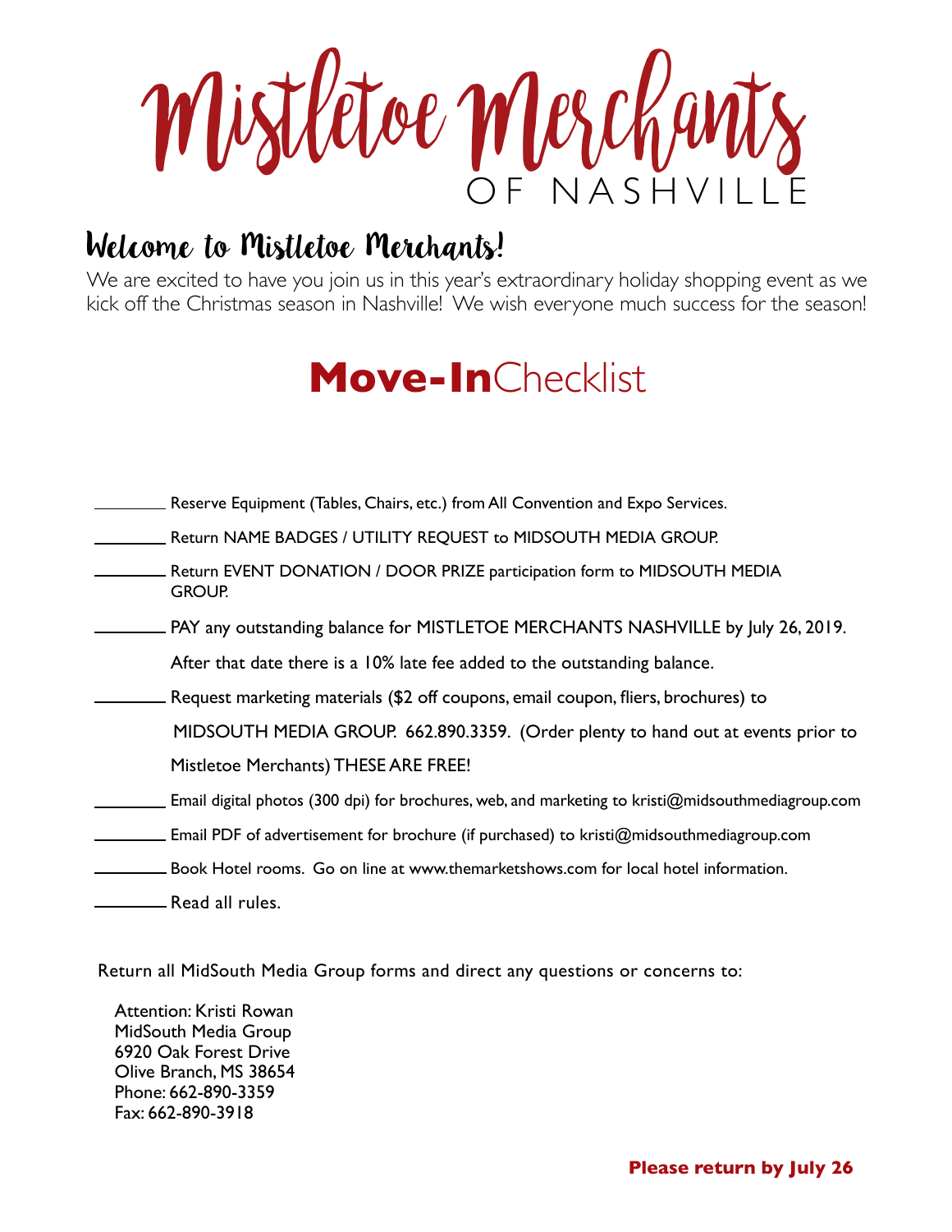# Mistletoe Merchants OF NASHVILLE

## Welcome to Mistletoe Merchants!

We are excited to have you join us in this year's extraordinary holiday shopping event as we kick off the Christmas season in Nashville! We wish everyone much success for the season!

## **Move-In** Checklist

- \_\_\_\_\_\_\_\_ Reserve Equipment (Tables, Chairs, etc.) from All Convention and Expo Services.
- \_\_\_\_\_\_\_\_ Return NAME BADGES / UTILITY REQUEST to MIDSOUTH MEDIA GROUP.
- \_\_\_\_\_\_\_\_ Return EVENT DONATION / DOOR PRIZE participation form to MIDSOUTH MEDIA GROUP.
- \_\_\_\_\_\_\_\_ PAY any outstanding balance for MISTLETOE MERCHANTS NASHVILLE by July 26, 2019. After that date there is a 10% late fee added to the outstanding balance.
- \_\_\_\_\_\_\_\_ Request marketing materials ($2 off coupons, email coupon, fliers, brochures) to MIDSOUTH MEDIA GROUP. 662.890.3359. (Order plenty to hand out at events prior to Mistletoe Merchants) THESE ARE FREE!
- \_\_\_\_\_\_\_\_ Email digital photos (300 dpi) for brochures, web, and marketing to kristi@midsouthmediagroup.com
- \_\_\_\_\_\_\_\_ Email PDF of advertisement for brochure (if purchased) to kristi@midsouthmediagroup.com
- \_\_\_\_\_\_\_\_ Book Hotel rooms. Go on line at www.themarketshows.com for local hotel information.
- \_\_\_\_\_\_\_\_ Read all rules.

Return all MidSouth Media Group forms and direct any questions or concerns to:

Attention: Kristi Rowan
MidSouth Media Group
6920 Oak Forest Drive
Olive Branch, MS 38654
Phone: 662-890-3359
Fax: 662-890-3918

**Please return by July 26**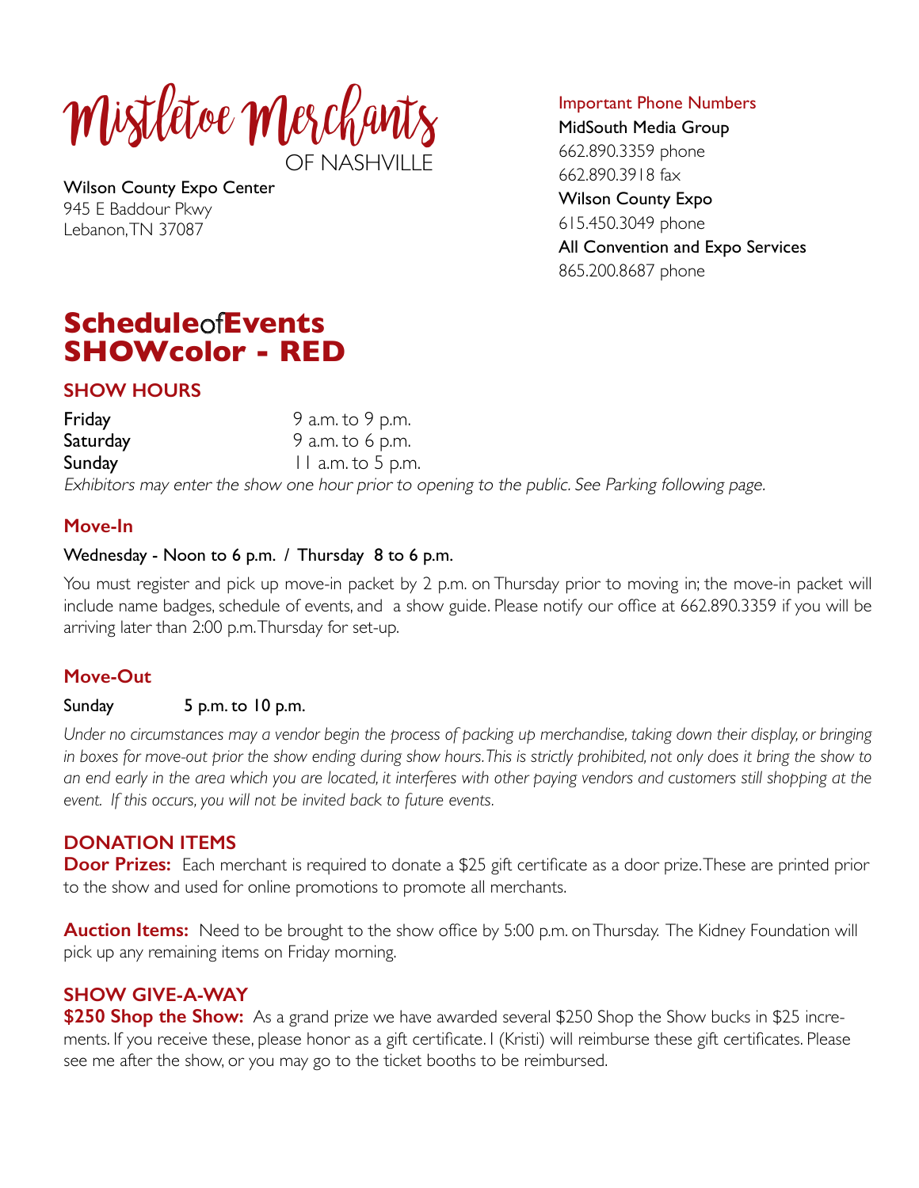# Mistletoe Merchants

OF NASHVILLE

**Wilson County Expo Center**
945 E Baddour Pkwy
Lebanon, TN 37087

Important Phone Numbers

**MidSouth Media Group**
662.890.3359 phone
662.890.3918 fax

**Wilson County Expo**
615.450.3049 phone

**All Convention and Expo Services**
865.200.8687 phone

## Schedule of Events
## SHOWcolor - RED

### SHOW HOURS

| | |
|---|---|
| **Friday** | 9 a.m. to 9 p.m. |
| **Saturday** | 9 a.m. to 6 p.m. |
| **Sunday** | 11 a.m. to 5 p.m. |

*Exhibitors may enter the show one hour prior to opening to the public. See Parking following page.*

### Move-In

**Wednesday - Noon to 6 p.m. / Thursday 8 to 6 p.m.**

You must register and pick up move-in packet by 2 p.m. on Thursday prior to moving in; the move-in packet will include name badges, schedule of events, and a show guide. Please notify our office at 662.890.3359 if you will be arriving later than 2:00 p.m. Thursday for set-up.

### Move-Out

**Sunday 5 p.m. to 10 p.m.**

*Under no circumstances may a vendor begin the process of packing up merchandise, taking down their display, or bringing in boxes for move-out prior the show ending during show hours. This is strictly prohibited, not only does it bring the show to an end early in the area which you are located, it interferes with other paying vendors and customers still shopping at the event. If this occurs, you will not be invited back to future events.*

### DONATION ITEMS

**Door Prizes:** Each merchant is required to donate a $25 gift certificate as a door prize. These are printed prior to the show and used for online promotions to promote all merchants.

**Auction Items:** Need to be brought to the show office by 5:00 p.m. on Thursday. The Kidney Foundation will pick up any remaining items on Friday morning.

### SHOW GIVE-A-WAY

**$250 Shop the Show:** As a grand prize we have awarded several $250 Shop the Show bucks in $25 increments. If you receive these, please honor as a gift certificate. I (Kristi) will reimburse these gift certificates. Please see me after the show, or you may go to the ticket booths to be reimbursed.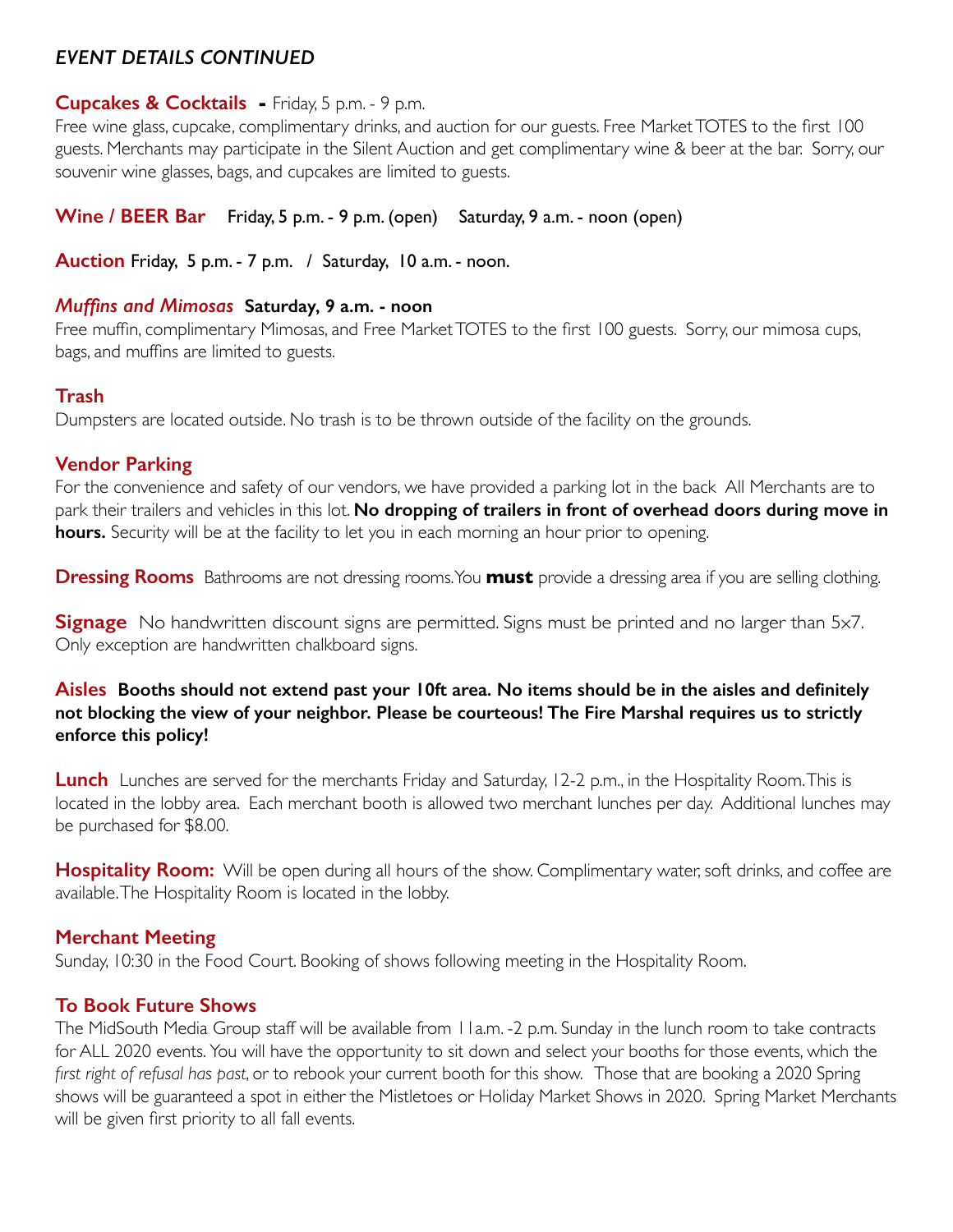## *EVENT DETAILS CONTINUED*

**Cupcakes & Cocktails** **-** Friday, 5 p.m. - 9 p.m.
Free wine glass, cupcake, complimentary drinks, and auction for our guests. Free Market TOTES to the first 100 guests. Merchants may participate in the Silent Auction and get complimentary wine & beer at the bar. Sorry, our souvenir wine glasses, bags, and cupcakes are limited to guests.

**Wine / BEER Bar** Friday, 5 p.m. - 9 p.m. (open) Saturday, 9 a.m. - noon (open)

**Auction** Friday, 5 p.m. - 7 p.m. / Saturday, 10 a.m. - noon.

***Muffins and Mimosas*** **Saturday, 9 a.m. - noon**
Free muffin, complimentary Mimosas, and Free Market TOTES to the first 100 guests. Sorry, our mimosa cups, bags, and muffins are limited to guests.

**Trash**
Dumpsters are located outside. No trash is to be thrown outside of the facility on the grounds.

**Vendor Parking**
For the convenience and safety of our vendors, we have provided a parking lot in the back All Merchants are to park their trailers and vehicles in this lot. **No dropping of trailers in front of overhead doors during move in hours.** Security will be at the facility to let you in each morning an hour prior to opening.

**Dressing Rooms** Bathrooms are not dressing rooms. You **must** provide a dressing area if you are selling clothing.

**Signage** No handwritten discount signs are permitted. Signs must be printed and no larger than 5x7. Only exception are handwritten chalkboard signs.

**Aisles Booths should not extend past your 10ft area. No items should be in the aisles and definitely not blocking the view of your neighbor. Please be courteous! The Fire Marshal requires us to strictly enforce this policy!**

**Lunch** Lunches are served for the merchants Friday and Saturday, 12-2 p.m., in the Hospitality Room. This is located in the lobby area. Each merchant booth is allowed two merchant lunches per day. Additional lunches may be purchased for $8.00.

**Hospitality Room:** Will be open during all hours of the show. Complimentary water, soft drinks, and coffee are available. The Hospitality Room is located in the lobby.

**Merchant Meeting**
Sunday, 10:30 in the Food Court. Booking of shows following meeting in the Hospitality Room.

**To Book Future Shows**
The MidSouth Media Group staff will be available from 11a.m. -2 p.m. Sunday in the lunch room to take contracts for ALL 2020 events. You will have the opportunity to sit down and select your booths for those events, which the *first right of refusal has past*, or to rebook your current booth for this show. Those that are booking a 2020 Spring shows will be guaranteed a spot in either the Mistletoes or Holiday Market Shows in 2020. Spring Market Merchants will be given first priority to all fall events.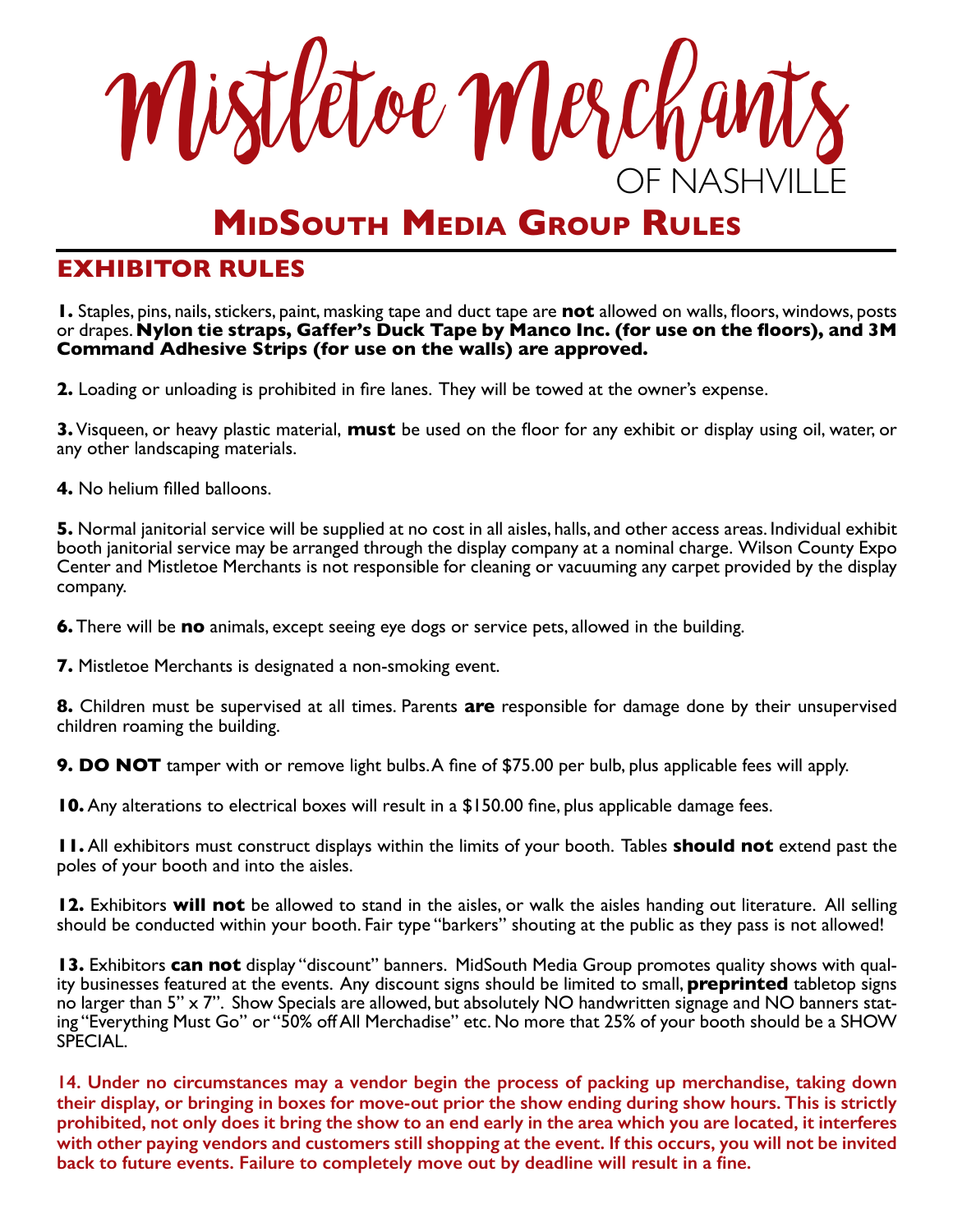# Mistletoe Merchants
OF NASHVILLE

## MidSouth Media Group Rules

### EXHIBITOR RULES

**1.** Staples, pins, nails, stickers, paint, masking tape and duct tape are **not** allowed on walls, floors, windows, posts or drapes. **Nylon tie straps, Gaffer's Duck Tape by Manco Inc. (for use on the floors), and 3M Command Adhesive Strips (for use on the walls) are approved.**

**2.** Loading or unloading is prohibited in fire lanes. They will be towed at the owner's expense.

**3.** Visqueen, or heavy plastic material, **must** be used on the floor for any exhibit or display using oil, water, or any other landscaping materials.

**4.** No helium filled balloons.

**5.** Normal janitorial service will be supplied at no cost in all aisles, halls, and other access areas. Individual exhibit booth janitorial service may be arranged through the display company at a nominal charge. Wilson County Expo Center and Mistletoe Merchants is not responsible for cleaning or vacuuming any carpet provided by the display company.

**6.** There will be **no** animals, except seeing eye dogs or service pets, allowed in the building.

**7.** Mistletoe Merchants is designated a non-smoking event.

**8.** Children must be supervised at all times. Parents **are** responsible for damage done by their unsupervised children roaming the building.

**9. DO NOT** tamper with or remove light bulbs. A fine of $75.00 per bulb, plus applicable fees will apply.

**10.** Any alterations to electrical boxes will result in a $150.00 fine, plus applicable damage fees.

**11.** All exhibitors must construct displays within the limits of your booth. Tables **should not** extend past the poles of your booth and into the aisles.

**12.** Exhibitors **will not** be allowed to stand in the aisles, or walk the aisles handing out literature. All selling should be conducted within your booth. Fair type "barkers" shouting at the public as they pass is not allowed!

**13.** Exhibitors **can not** display "discount" banners. MidSouth Media Group promotes quality shows with quality businesses featured at the events. Any discount signs should be limited to small, **preprinted** tabletop signs no larger than 5" x 7". Show Specials are allowed, but absolutely NO handwritten signage and NO banners stating "Everything Must Go" or "50% off All Merchadise" etc. No more that 25% of your booth should be a SHOW SPECIAL.

**14. Under no circumstances may a vendor begin the process of packing up merchandise, taking down their display, or bringing in boxes for move-out prior the show ending during show hours. This is strictly prohibited, not only does it bring the show to an end early in the area which you are located, it interferes with other paying vendors and customers still shopping at the event. If this occurs, you will not be invited back to future events. Failure to completely move out by deadline will result in a fine.**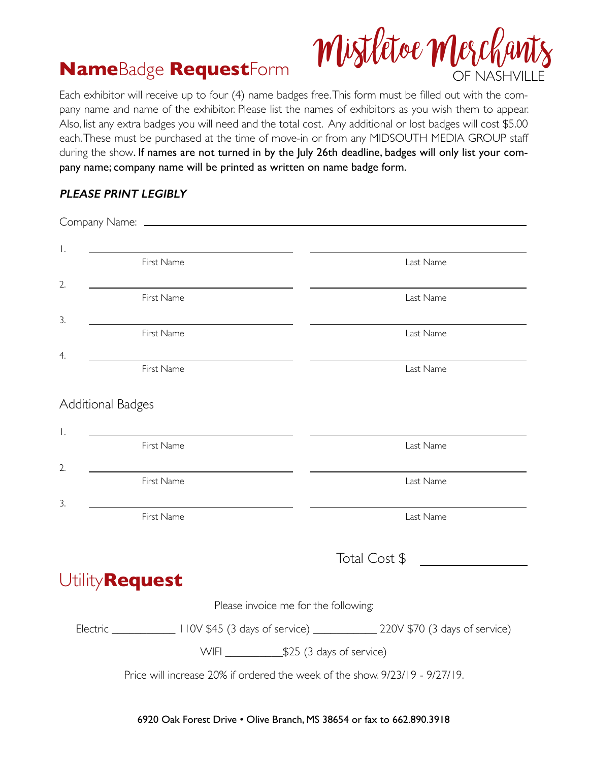# **Name**Badge **Request**Form

Mistletoe Merchants
OF NASHVILLE

Each exhibitor will receive up to four (4) name badges free. This form must be filled out with the company name and name of the exhibitor. Please list the names of exhibitors as you wish them to appear. Also, list any extra badges you will need and the total cost. Any additional or lost badges will cost $5.00 each. These must be purchased at the time of move-in or from any MIDSOUTH MEDIA GROUP staff during the show. **If names are not turned in by the July 26th deadline, badges will only list your company name; company name will be printed as written on name badge form.**

***PLEASE PRINT LEGIBLY***

Company Name: ______________________________

1. ____________________ ____________________
   First Name Last Name
2. ____________________ ____________________
   First Name Last Name
3. ____________________ ____________________
   First Name Last Name
4. ____________________ ____________________
   First Name Last Name

## Additional Badges

1. ____________________ ____________________
   First Name Last Name
2. ____________________ ____________________
   First Name Last Name
3. ____________________ ____________________
   First Name Last Name

Total Cost $ ____________

# Utility**Request**

Please invoice me for the following:

Electric ___________ 110V $45 (3 days of service) ___________ 220V $70 (3 days of service)

WIFI __________$25 (3 days of service)

Price will increase 20% if ordered the week of the show. 9/23/19 - 9/27/19.

6920 Oak Forest Drive • Olive Branch, MS 38654 or fax to 662.890.3918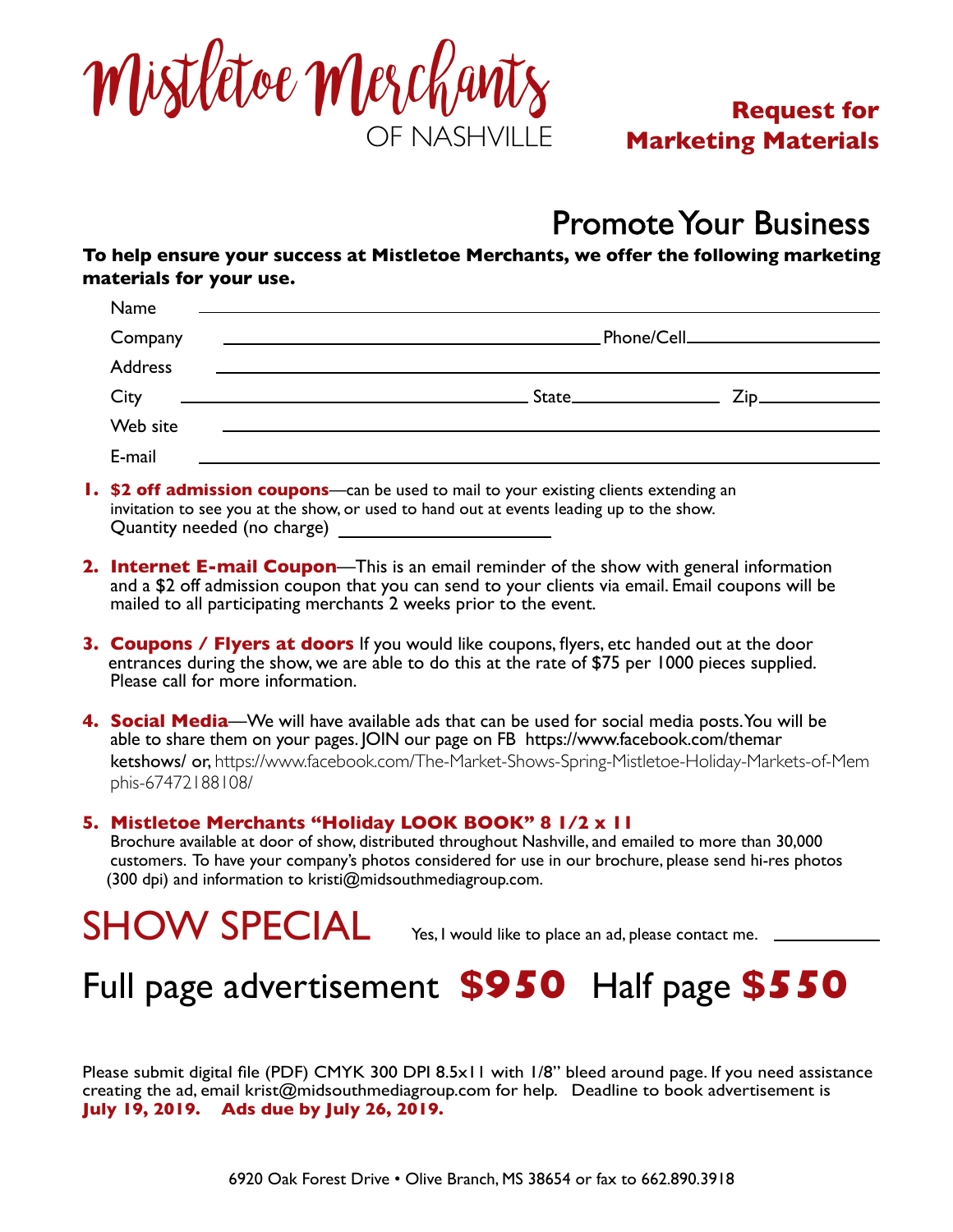# Mistletoe Merchants OF NASHVILLE

**Request for Marketing Materials**

## Promote Your Business

**To help ensure your success at Mistletoe Merchants, we offer the following marketing materials for your use.**

Name ______________________________

Company ______________________________ Phone/Cell ______________________________

Address ______________________________

City ______________________________ State ______________ Zip ______________

Web site ______________________________

E-mail ______________________________

1. **$2 off admission coupons**—can be used to mail to your existing clients extending an invitation to see you at the show, or used to hand out at events leading up to the show.
   Quantity needed (no charge) ______________

2. **Internet E-mail Coupon**—This is an email reminder of the show with general information and a $2 off admission coupon that you can send to your clients via email. Email coupons will be mailed to all participating merchants 2 weeks prior to the event.

3. **Coupons / Flyers at doors** If you would like coupons, flyers, etc handed out at the door entrances during the show, we are able to do this at the rate of $75 per 1000 pieces supplied. Please call for more information.

4. **Social Media**—We will have available ads that can be used for social media posts. You will be able to share them on your pages. JOIN our page on FB https://www.facebook.com/themarketshows/ or, https://www.facebook.com/The-Market-Shows-Spring-Mistletoe-Holiday-Markets-of-Memphis-67472188108/

5. **Mistletoe Merchants "Holiday LOOK BOOK" 8 1/2 x 11**
   Brochure available at door of show, distributed throughout Nashville, and emailed to more than 30,000 customers. To have your company's photos considered for use in our brochure, please send hi-res photos (300 dpi) and information to kristi@midsouthmediagroup.com.

## SHOW SPECIAL

Yes, I would like to place an ad, please contact me. ______________

## Full page advertisement **$950** Half page **$550**

Please submit digital file (PDF) CMYK 300 DPI 8.5x11 with 1/8" bleed around page. If you need assistance creating the ad, email krist@midsouthmediagroup.com for help. Deadline to book advertisement is **July 19, 2019. Ads due by July 26, 2019.**

6920 Oak Forest Drive • Olive Branch, MS 38654 or fax to 662.890.3918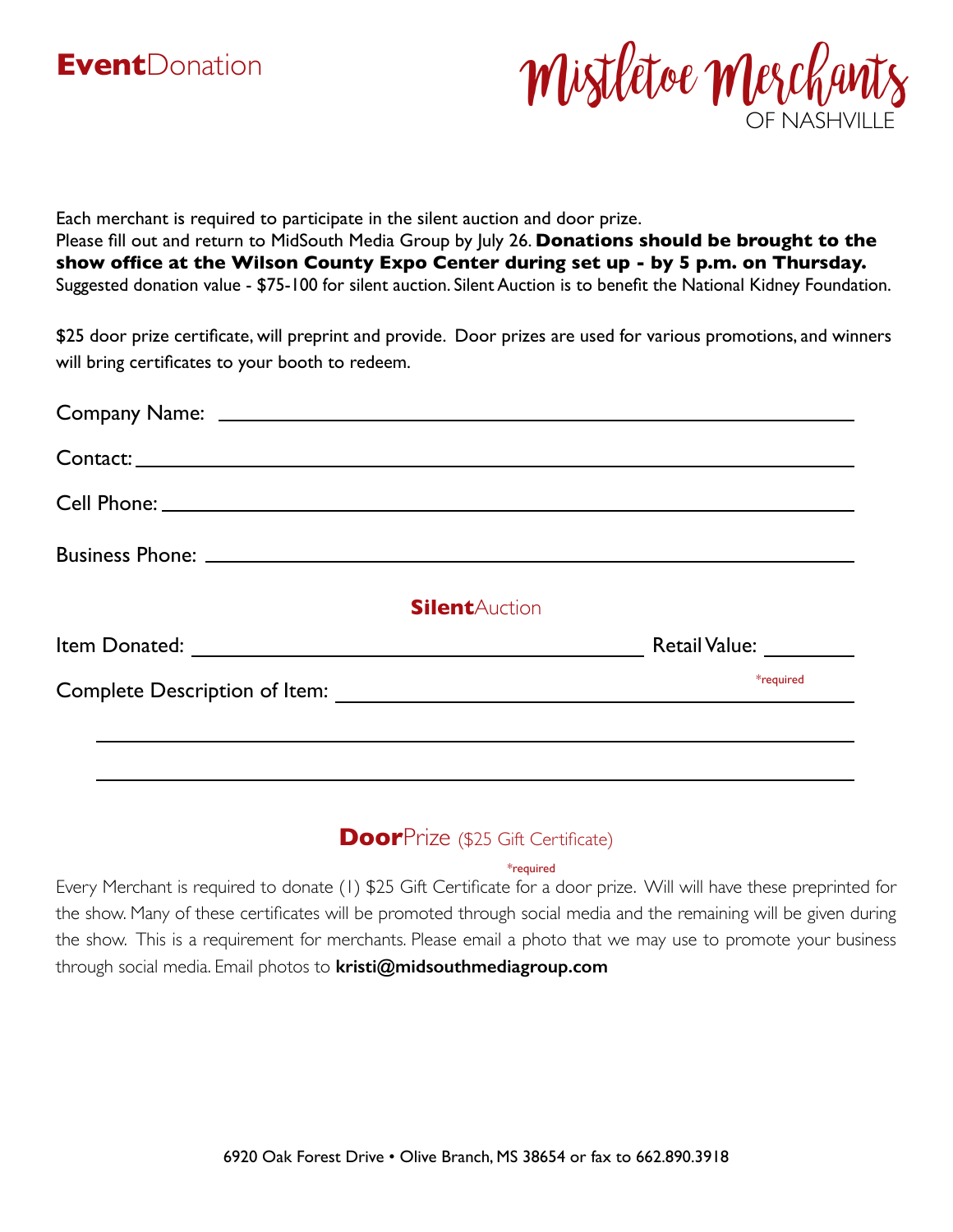# **Event**Donation

Mistletoe Merchants
OF NASHVILLE

Each merchant is required to participate in the silent auction and door prize.
Please fill out and return to MidSouth Media Group by July 26. **Donations should be brought to the show office at the Wilson County Expo Center during set up - by 5 p.m. on Thursday.**
Suggested donation value - $75-100 for silent auction. Silent Auction is to benefit the National Kidney Foundation.

$25 door prize certificate, will preprint and provide. Door prizes are used for various promotions, and winners will bring certificates to your booth to redeem.

Company Name: ______________________________________________

Contact: ______________________________________________

Cell Phone: ______________________________________________

Business Phone: ______________________________________________

## **Silent**Auction

Item Donated: ______________________________ Retail Value: __________

Complete Description of Item: ______________________________ *required

______________________________________________

______________________________________________

## **Door**Prize ($25 Gift Certificate)

*required

Every Merchant is required to donate (1) $25 Gift Certificate for a door prize. Will will have these preprinted for the show. Many of these certificates will be promoted through social media and the remaining will be given during the show. This is a requirement for merchants. Please email a photo that we may use to promote your business through social media. Email photos to **kristi@midsouthmediagroup.com**

6920 Oak Forest Drive • Olive Branch, MS 38654 or fax to 662.890.3918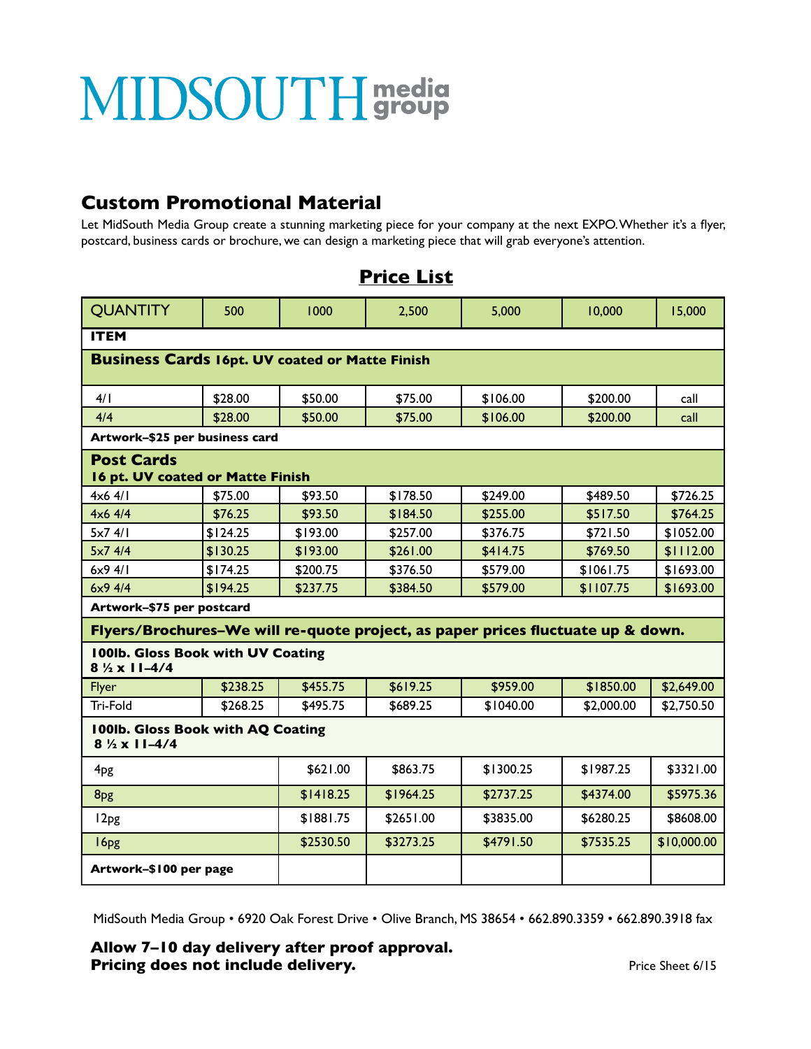# MIDSOUTH media group

## Custom Promotional Material

Let MidSouth Media Group create a stunning marketing piece for your company at the next EXPO. Whether it's a flyer, postcard, business cards or brochure, we can design a marketing piece that will grab everyone's attention.

## Price List

| QUANTITY | 500 | 1000 | 2,500 | 5,000 | 10,000 | 15,000 |
|---|---|---|---|---|---|---|
| **ITEM** | | | | | | |
| **Business Cards 16pt. UV coated or Matte Finish** | | | | | | |
| 4/1 | $28.00 | $50.00 | $75.00 | $106.00 | $200.00 | call |
| 4/4 | $28.00 | $50.00 | $75.00 | $106.00 | $200.00 | call |
| **Artwork–$25 per business card** | | | | | | |
| **Post Cards 16 pt. UV coated or Matte Finish** | | | | | | |
| 4x6 4/1 | $75.00 | $93.50 | $178.50 | $249.00 | $489.50 | $726.25 |
| 4x6 4/4 | $76.25 | $93.50 | $184.50 | $255.00 | $517.50 | $764.25 |
| 5x7 4/1 | $124.25 | $193.00 | $257.00 | $376.75 | $721.50 | $1052.00 |
| 5x7 4/4 | $130.25 | $193.00 | $261.00 | $414.75 | $769.50 | $1112.00 |
| 6x9 4/1 | $174.25 | $200.75 | $376.50 | $579.00 | $1061.75 | $1693.00 |
| 6x9 4/4 | $194.25 | $237.75 | $384.50 | $579.00 | $1107.75 | $1693.00 |
| **Artwork–$75 per postcard** | | | | | | |
| **Flyers/Brochures–We will re-quote project, as paper prices fluctuate up & down.** | | | | | | |
| **100lb. Gloss Book with UV Coating 8 ½ x 11–4/4** | | | | | | |
| Flyer | $238.25 | $455.75 | $619.25 | $959.00 | $1850.00 | $2,649.00 |
| Tri-Fold | $268.25 | $495.75 | $689.25 | $1040.00 | $2,000.00 | $2,750.50 |
| **100lb. Gloss Book with AQ Coating 8 ½ x 11–4/4** | | | | | | |
| 4pg | | $621.00 | $863.75 | $1300.25 | $1987.25 | $3321.00 |
| 8pg | | $1418.25 | $1964.25 | $2737.25 | $4374.00 | $5975.36 |
| 12pg | | $1881.75 | $2651.00 | $3835.00 | $6280.25 | $8608.00 |
| 16pg | | $2530.50 | $3273.25 | $4791.50 | $7535.25 | $10,000.00 |
| **Artwork–$100 per page** | | | | | | |

MidSouth Media Group • 6920 Oak Forest Drive • Olive Branch, MS 38654 • 662.890.3359 • 662.890.3918 fax

**Allow 7–10 day delivery after proof approval.**
**Pricing does not include delivery.**

Price Sheet 6/15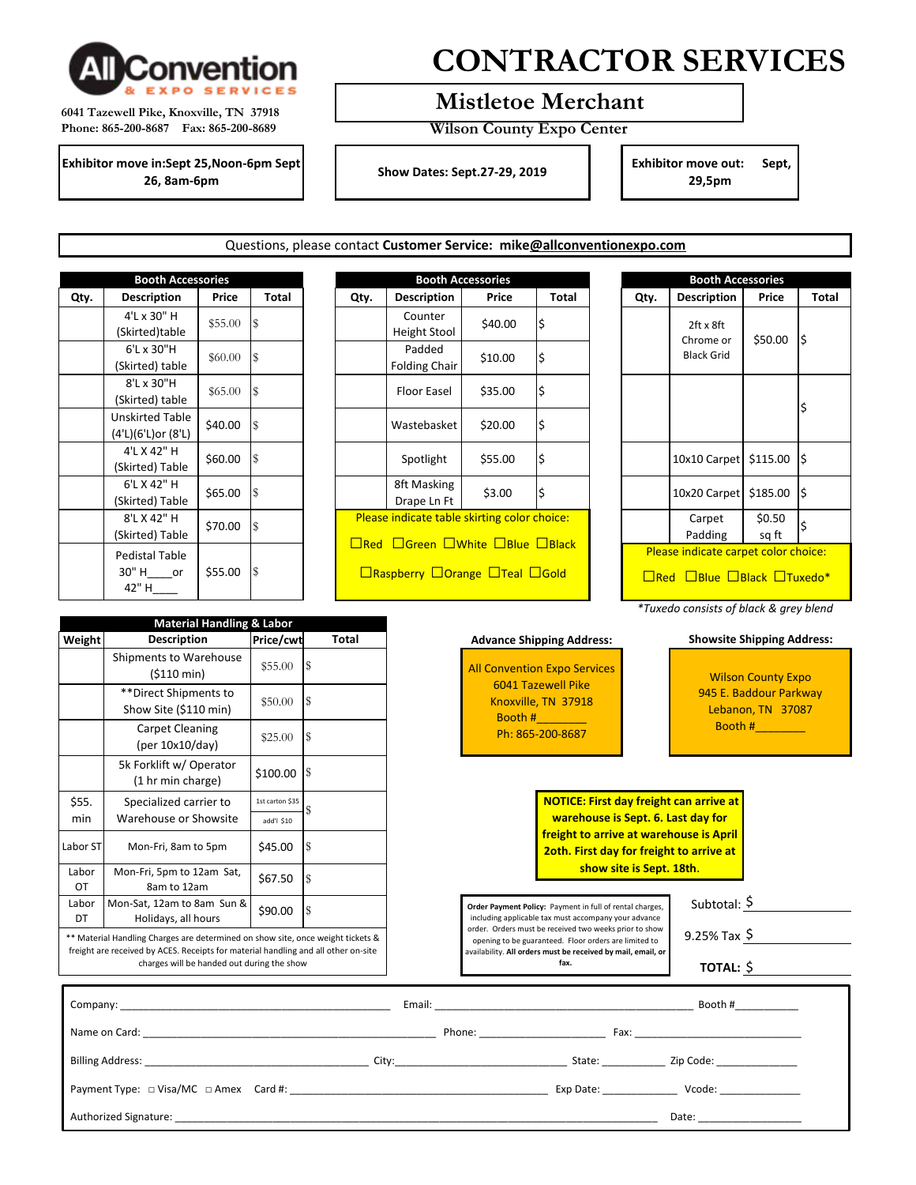AllConvention & EXPO SERVICES

6041 Tazewell Pike, Knoxville, TN 37918
Phone: 865-200-8687 Fax: 865-200-8689

# CONTRACTOR SERVICES

## Mistletoe Merchant

Wilson County Expo Center

**Exhibitor move in:Sept 25,Noon-6pm Sept 26, 8am-6pm**

**Show Dates: Sept.27-29, 2019**

**Exhibitor move out: Sept, 29,5pm**

Questions, please contact **Customer Service: mike@allconventionexpo.com**

| Booth Accessories | | | |
|---|---|---|---|
| Qty. | Description | Price | Total |
| | 4'L x 30" H (Skirted)table | $55.00 | $ |
| | 6'L x 30"H (Skirted) table | $60.00 | $ |
| | 8'L x 30"H (Skirted) table | $65.00 | $ |
| | Unskirted Table (4'L)(6'L)or (8'L) | $40.00 | $ |
| | 4'L X 42" H (Skirted) Table | $60.00 | $ |
| | 6'L X 42" H (Skirted) Table | $65.00 | $ |
| | 8'L X 42" H (Skirted) Table | $70.00 | $ |
| | Pedistal Table 30" H____or 42" H____ | $55.00 | $ |

| Booth Accessories | | | |
|---|---|---|---|
| Qty. | Description | Price | Total |
| | Counter Height Stool | $40.00 | $ |
| | Padded Folding Chair | $10.00 | $ |
| | Floor Easel | $35.00 | $ |
| | Wastebasket | $20.00 | $ |
| | Spotlight | $55.00 | $ |
| | 8ft Masking Drape Ln Ft | $3.00 | $ |

Please indicate table skirting color choice:

☐Red ☐Green ☐White ☐Blue ☐Black

☐Raspberry ☐Orange ☐Teal ☐Gold

| Booth Accessories | | | |
|---|---|---|---|
| Qty. | Description | Price | Total |
| | 2ft x 8ft Chrome or Black Grid | $50.00 | $ |
| | | | $ |
| | 10x10 Carpet | $115.00 | $ |
| | 10x20 Carpet | $185.00 | $ |
| | Carpet Padding | $0.50 sq ft | $ |

Please indicate carpet color choice:

☐Red ☐Blue ☐Black ☐Tuxedo*

*Tuxedo consists of black & grey blend*

| Material Handling & Labor | | | |
|---|---|---|---|
| Weight | Description | Price/cwt | Total |
| | Shipments to Warehouse ($110 min) | $55.00 | $ |
| | **Direct Shipments to Show Site ($110 min) | $50.00 | $ |
| | Carpet Cleaning (per 10x10/day) | $25.00 | $ |
| | 5k Forklift w/ Operator (1 hr min charge) | $100.00 | $ |
| $55. min | Specialized carrier to Warehouse or Showsite | 1st carton $35 / add'l $10 | $ |
| Labor ST | Mon-Fri, 8am to 5pm | $45.00 | $ |
| Labor OT | Mon-Fri, 5pm to 12am Sat, 8am to 12am | $67.50 | $ |
| Labor DT | Mon-Sat, 12am to 8am Sun & Holidays, all hours | $90.00 | $ |

** Material Handling Charges are determined on show site, once weight tickets & freight are received by ACES. Receipts for material handling and all other on-site charges will be handed out during the show

**Advance Shipping Address:**

All Convention Expo Services
6041 Tazewell Pike
Knoxville, TN 37918
Booth #________
Ph: 865-200-8687

**Showsite Shipping Address:**

Wilson County Expo
945 E. Baddour Parkway
Lebanon, TN 37087
Booth #________

**NOTICE: First day freight can arrive at warehouse is Sept. 6. Last day for freight to arrive at warehouse is April 2oth. First day for freight to arrive at show site is Sept. 18th.**

**Order Payment Policy:** Payment in full of rental charges, including applicable tax must accompany your advance order. Orders must be received two weeks prior to show opening to be guaranteed. Floor orders are limited to availability. **All orders must be received by mail, email, or fax.**

Subtotal: $__________

9.25% Tax $__________

**TOTAL: $**__________

Company: ______________________________ Email: ______________________________ Booth #__________

Name on Card: ______________________________ Phone: ____________________ Fax: ______________________

Billing Address: ______________________________ City: ______________________ State: __________ Zip Code: ____________

Payment Type: □ Visa/MC □ Amex Card #: ______________________________ Exp Date: ____________ Vcode: ____________

Authorized Signature: ______________________________________________________ Date: ________________